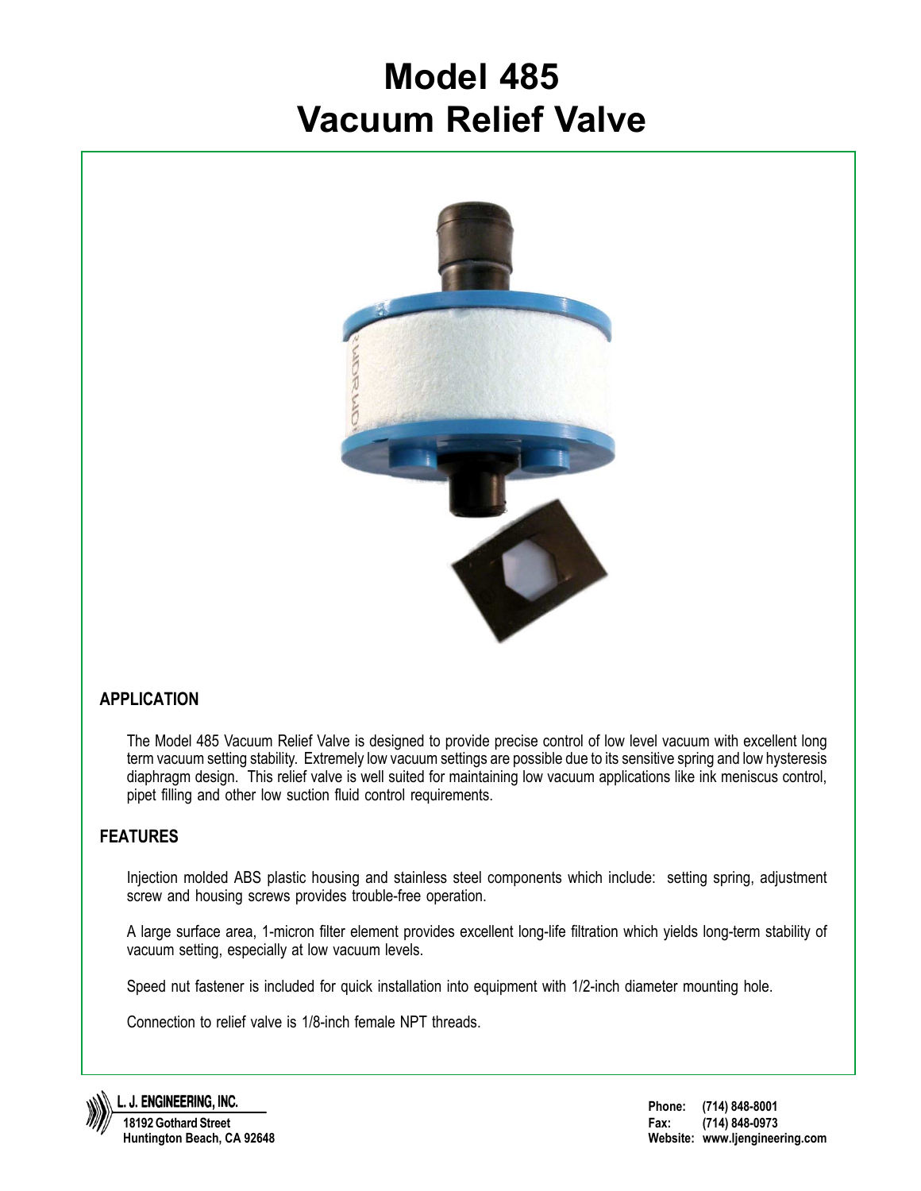# Model 485
# Vacuum Relief Valve

## APPLICATION

The Model 485 Vacuum Relief Valve is designed to provide precise control of low level vacuum with excellent long term vacuum setting stability. Extremely low vacuum settings are possible due to its sensitive spring and low hysteresis diaphragm design. This relief valve is well suited for maintaining low vacuum applications like ink meniscus control, pipet filling and other low suction fluid control requirements.

## FEATURES

Injection molded ABS plastic housing and stainless steel components which include: setting spring, adjustment screw and housing screws provides trouble-free operation.

A large surface area, 1-micron filter element provides excellent long-life filtration which yields long-term stability of vacuum setting, especially at low vacuum levels.

Speed nut fastener is included for quick installation into equipment with 1/2-inch diameter mounting hole.

Connection to relief valve is 1/8-inch female NPT threads.

**L. J. ENGINEERING, INC.**
18192 Gothard Street
Huntington Beach, CA 92648

**Phone:** (714) 848-8001
**Fax:** (714) 848-0973
**Website:** www.ljengineering.com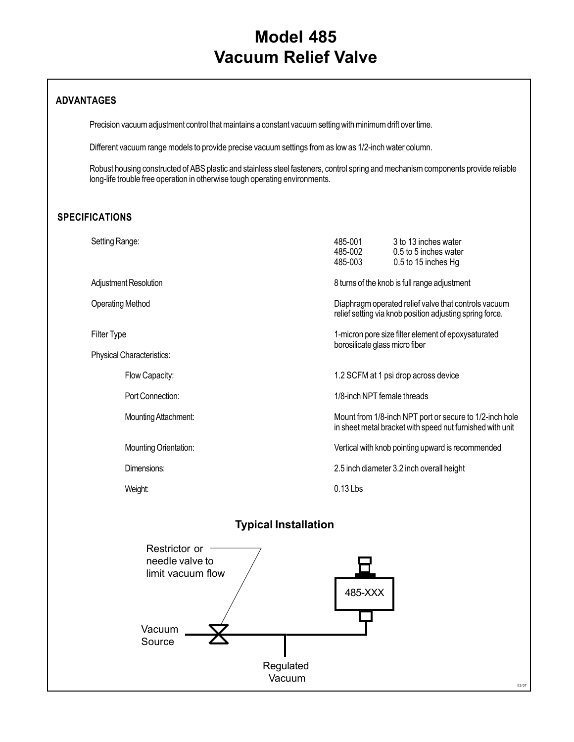# Model 485
# Vacuum Relief Valve

## ADVANTAGES

Precision vacuum adjustment control that maintains a constant vacuum setting with minimum drift over time.

Different vacuum range models to provide precise vacuum settings from as low as 1/2-inch water column.

Robust housing constructed of ABS plastic and stainless steel fasteners, control spring and mechanism components provide reliable long-life trouble free operation in otherwise tough operating environments.

## SPECIFICATIONS

| | |
|---|---|
| Setting Range: | 485-001 3 to 13 inches water<br>485-002 0.5 to 5 inches water<br>485-003 0.5 to 15 inches Hg |
| Adjustment Resolution | 8 turns of the knob is full range adjustment |
| Operating Method | Diaphragm operated relief valve that controls vacuum relief setting via knob position adjusting spring force. |
| Filter Type | 1-micron pore size filter element of epoxysaturated borosilicate glass micro fiber |
| Physical Characteristics: | |
| Flow Capacity: | 1.2 SCFM at 1 psi drop across device |
| Port Connection: | 1/8-inch NPT female threads |
| Mounting Attachment: | Mount from 1/8-inch NPT port or secure to 1/2-inch hole in sheet metal bracket with speed nut furnished with unit |
| Mounting Orientation: | Vertical with knob pointing upward is recommended |
| Dimensions: | 2.5 inch diameter 3.2 inch overall height |
| Weight: | 0.13 Lbs |

### Typical Installation

Restrictor or needle valve to limit vacuum flow

485-XXX

Vacuum Source

Regulated Vacuum

02/07